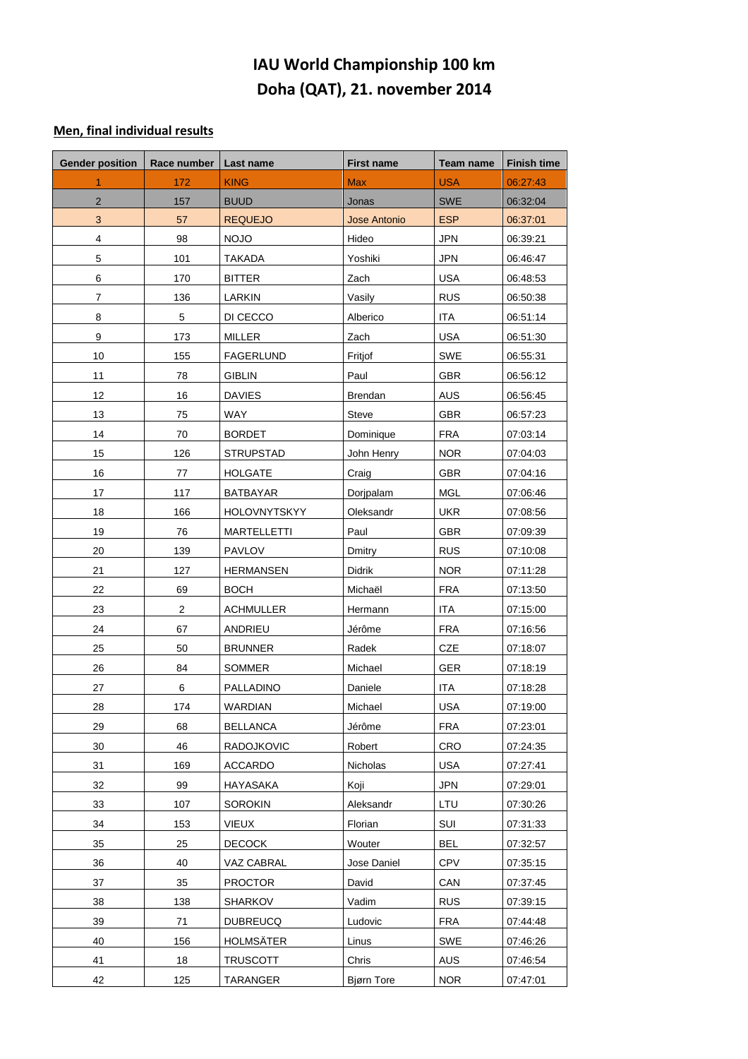# IAU World Championship 100 km
# Doha (QAT), 21. november 2014

**Men, final individual results**

| Gender position | Race number | Last name | First name | Team name | Finish time |
|---|---|---|---|---|---|
| 1 | 172 | KING | Max | USA | 06:27:43 |
| 2 | 157 | BUUD | Jonas | SWE | 06:32:04 |
| 3 | 57 | REQUEJO | Jose Antonio | ESP | 06:37:01 |
| 4 | 98 | NOJO | Hideo | JPN | 06:39:21 |
| 5 | 101 | TAKADA | Yoshiki | JPN | 06:46:47 |
| 6 | 170 | BITTER | Zach | USA | 06:48:53 |
| 7 | 136 | LARKIN | Vasily | RUS | 06:50:38 |
| 8 | 5 | DI CECCO | Alberico | ITA | 06:51:14 |
| 9 | 173 | MILLER | Zach | USA | 06:51:30 |
| 10 | 155 | FAGERLUND | Fritjof | SWE | 06:55:31 |
| 11 | 78 | GIBLIN | Paul | GBR | 06:56:12 |
| 12 | 16 | DAVIES | Brendan | AUS | 06:56:45 |
| 13 | 75 | WAY | Steve | GBR | 06:57:23 |
| 14 | 70 | BORDET | Dominique | FRA | 07:03:14 |
| 15 | 126 | STRUPSTAD | John Henry | NOR | 07:04:03 |
| 16 | 77 | HOLGATE | Craig | GBR | 07:04:16 |
| 17 | 117 | BATBAYAR | Dorjpalam | MGL | 07:06:46 |
| 18 | 166 | HOLOVNYTSKYY | Oleksandr | UKR | 07:08:56 |
| 19 | 76 | MARTELLETTI | Paul | GBR | 07:09:39 |
| 20 | 139 | PAVLOV | Dmitry | RUS | 07:10:08 |
| 21 | 127 | HERMANSEN | Didrik | NOR | 07:11:28 |
| 22 | 69 | BOCH | Michaël | FRA | 07:13:50 |
| 23 | 2 | ACHMULLER | Hermann | ITA | 07:15:00 |
| 24 | 67 | ANDRIEU | Jérôme | FRA | 07:16:56 |
| 25 | 50 | BRUNNER | Radek | CZE | 07:18:07 |
| 26 | 84 | SOMMER | Michael | GER | 07:18:19 |
| 27 | 6 | PALLADINO | Daniele | ITA | 07:18:28 |
| 28 | 174 | WARDIAN | Michael | USA | 07:19:00 |
| 29 | 68 | BELLANCA | Jérôme | FRA | 07:23:01 |
| 30 | 46 | RADOJKOVIC | Robert | CRO | 07:24:35 |
| 31 | 169 | ACCARDO | Nicholas | USA | 07:27:41 |
| 32 | 99 | HAYASAKA | Koji | JPN | 07:29:01 |
| 33 | 107 | SOROKIN | Aleksandr | LTU | 07:30:26 |
| 34 | 153 | VIEUX | Florian | SUI | 07:31:33 |
| 35 | 25 | DECOCK | Wouter | BEL | 07:32:57 |
| 36 | 40 | VAZ CABRAL | Jose Daniel | CPV | 07:35:15 |
| 37 | 35 | PROCTOR | David | CAN | 07:37:45 |
| 38 | 138 | SHARKOV | Vadim | RUS | 07:39:15 |
| 39 | 71 | DUBREUCQ | Ludovic | FRA | 07:44:48 |
| 40 | 156 | HOLMSÄTER | Linus | SWE | 07:46:26 |
| 41 | 18 | TRUSCOTT | Chris | AUS | 07:46:54 |
| 42 | 125 | TARANGER | Bjørn Tore | NOR | 07:47:01 |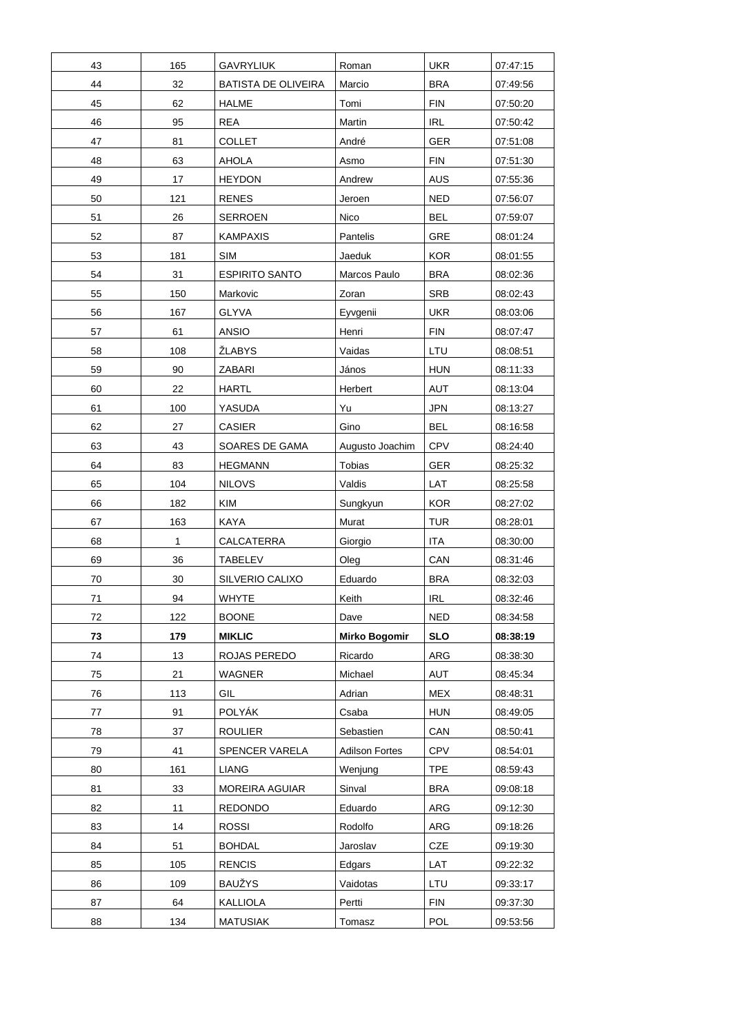| | | | | | |
|---|---|---|---|---|---|
| 43 | 165 | GAVRYLIUK | Roman | UKR | 07:47:15 |
| 44 | 32 | BATISTA DE OLIVEIRA | Marcio | BRA | 07:49:56 |
| 45 | 62 | HALME | Tomi | FIN | 07:50:20 |
| 46 | 95 | REA | Martin | IRL | 07:50:42 |
| 47 | 81 | COLLET | André | GER | 07:51:08 |
| 48 | 63 | AHOLA | Asmo | FIN | 07:51:30 |
| 49 | 17 | HEYDON | Andrew | AUS | 07:55:36 |
| 50 | 121 | RENES | Jeroen | NED | 07:56:07 |
| 51 | 26 | SERROEN | Nico | BEL | 07:59:07 |
| 52 | 87 | KAMPAXIS | Pantelis | GRE | 08:01:24 |
| 53 | 181 | SIM | Jaeduk | KOR | 08:01:55 |
| 54 | 31 | ESPIRITO SANTO | Marcos Paulo | BRA | 08:02:36 |
| 55 | 150 | Markovic | Zoran | SRB | 08:02:43 |
| 56 | 167 | GLYVA | Eyvgenii | UKR | 08:03:06 |
| 57 | 61 | ANSIO | Henri | FIN | 08:07:47 |
| 58 | 108 | ŽLABYS | Vaidas | LTU | 08:08:51 |
| 59 | 90 | ZABARI | János | HUN | 08:11:33 |
| 60 | 22 | HARTL | Herbert | AUT | 08:13:04 |
| 61 | 100 | YASUDA | Yu | JPN | 08:13:27 |
| 62 | 27 | CASIER | Gino | BEL | 08:16:58 |
| 63 | 43 | SOARES DE GAMA | Augusto Joachim | CPV | 08:24:40 |
| 64 | 83 | HEGMANN | Tobias | GER | 08:25:32 |
| 65 | 104 | NILOVS | Valdis | LAT | 08:25:58 |
| 66 | 182 | KIM | Sungkyun | KOR | 08:27:02 |
| 67 | 163 | KAYA | Murat | TUR | 08:28:01 |
| 68 | 1 | CALCATERRA | Giorgio | ITA | 08:30:00 |
| 69 | 36 | TABELEV | Oleg | CAN | 08:31:46 |
| 70 | 30 | SILVERIO CALIXO | Eduardo | BRA | 08:32:03 |
| 71 | 94 | WHYTE | Keith | IRL | 08:32:46 |
| 72 | 122 | BOONE | Dave | NED | 08:34:58 |
| **73** | **179** | **MIKLIC** | **Mirko Bogomir** | **SLO** | **08:38:19** |
| 74 | 13 | ROJAS PEREDO | Ricardo | ARG | 08:38:30 |
| 75 | 21 | WAGNER | Michael | AUT | 08:45:34 |
| 76 | 113 | GIL | Adrian | MEX | 08:48:31 |
| 77 | 91 | POLYÁK | Csaba | HUN | 08:49:05 |
| 78 | 37 | ROULIER | Sebastien | CAN | 08:50:41 |
| 79 | 41 | SPENCER VARELA | Adilson Fortes | CPV | 08:54:01 |
| 80 | 161 | LIANG | Wenjung | TPE | 08:59:43 |
| 81 | 33 | MOREIRA AGUIAR | Sinval | BRA | 09:08:18 |
| 82 | 11 | REDONDO | Eduardo | ARG | 09:12:30 |
| 83 | 14 | ROSSI | Rodolfo | ARG | 09:18:26 |
| 84 | 51 | BOHDAL | Jaroslav | CZE | 09:19:30 |
| 85 | 105 | RENCIS | Edgars | LAT | 09:22:32 |
| 86 | 109 | BAUŽYS | Vaidotas | LTU | 09:33:17 |
| 87 | 64 | KALLIOLA | Pertti | FIN | 09:37:30 |
| 88 | 134 | MATUSIAK | Tomasz | POL | 09:53:56 |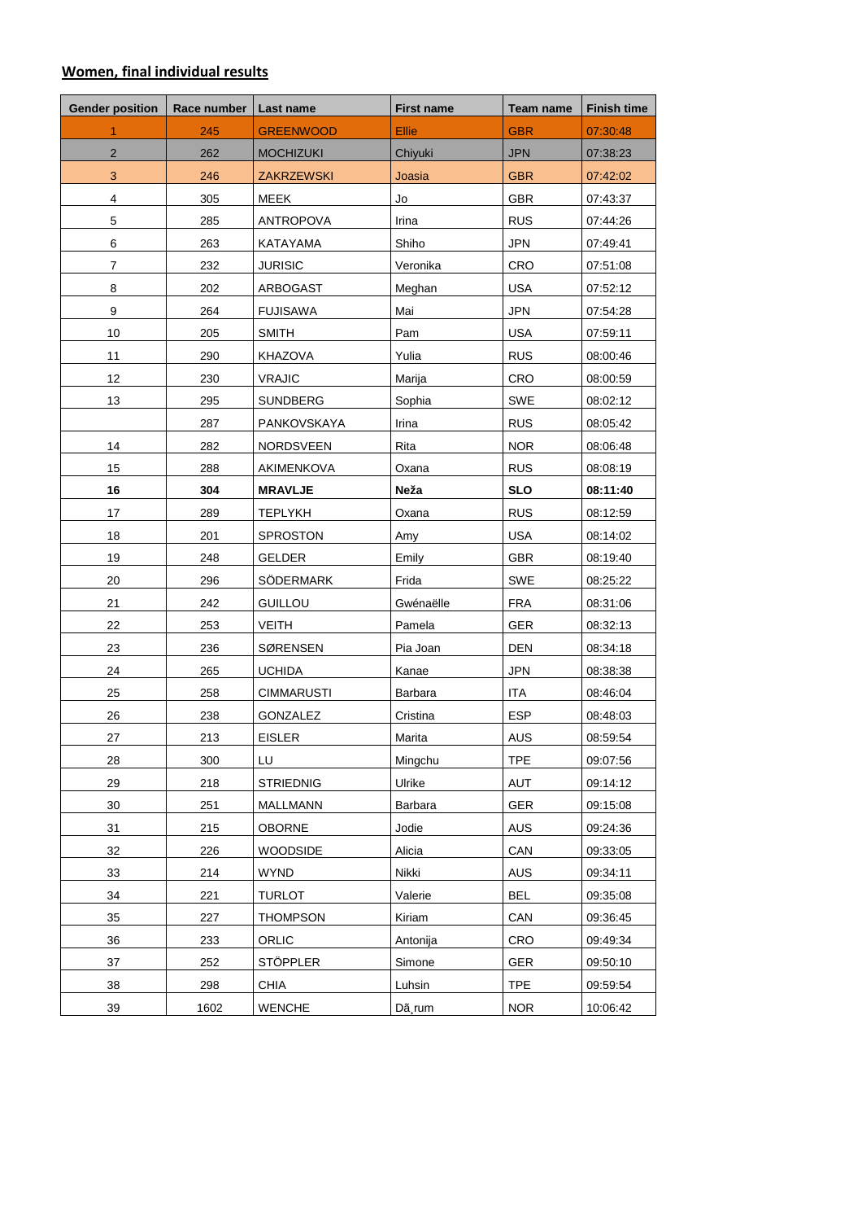**Women, final individual results**

| Gender position | Race number | Last name | First name | Team name | Finish time |
|---|---|---|---|---|---|
| 1 | 245 | GREENWOOD | Ellie | GBR | 07:30:48 |
| 2 | 262 | MOCHIZUKI | Chiyuki | JPN | 07:38:23 |
| 3 | 246 | ZAKRZEWSKI | Joasia | GBR | 07:42:02 |
| 4 | 305 | MEEK | Jo | GBR | 07:43:37 |
| 5 | 285 | ANTROPOVA | Irina | RUS | 07:44:26 |
| 6 | 263 | KATAYAMA | Shiho | JPN | 07:49:41 |
| 7 | 232 | JURISIC | Veronika | CRO | 07:51:08 |
| 8 | 202 | ARBOGAST | Meghan | USA | 07:52:12 |
| 9 | 264 | FUJISAWA | Mai | JPN | 07:54:28 |
| 10 | 205 | SMITH | Pam | USA | 07:59:11 |
| 11 | 290 | KHAZOVA | Yulia | RUS | 08:00:46 |
| 12 | 230 | VRAJIC | Marija | CRO | 08:00:59 |
| 13 | 295 | SUNDBERG | Sophia | SWE | 08:02:12 |
| | 287 | PANKOVSKAYA | Irina | RUS | 08:05:42 |
| 14 | 282 | NORDSVEEN | Rita | NOR | 08:06:48 |
| 15 | 288 | AKIMENKOVA | Oxana | RUS | 08:08:19 |
| **16** | **304** | **MRAVLJE** | **Neža** | **SLO** | **08:11:40** |
| 17 | 289 | TEPLYKH | Oxana | RUS | 08:12:59 |
| 18 | 201 | SPROSTON | Amy | USA | 08:14:02 |
| 19 | 248 | GELDER | Emily | GBR | 08:19:40 |
| 20 | 296 | SÖDERMARK | Frida | SWE | 08:25:22 |
| 21 | 242 | GUILLOU | Gwénaëlle | FRA | 08:31:06 |
| 22 | 253 | VEITH | Pamela | GER | 08:32:13 |
| 23 | 236 | SØRENSEN | Pia Joan | DEN | 08:34:18 |
| 24 | 265 | UCHIDA | Kanae | JPN | 08:38:38 |
| 25 | 258 | CIMMARUSTI | Barbara | ITA | 08:46:04 |
| 26 | 238 | GONZALEZ | Cristina | ESP | 08:48:03 |
| 27 | 213 | EISLER | Marita | AUS | 08:59:54 |
| 28 | 300 | LU | Mingchu | TPE | 09:07:56 |
| 29 | 218 | STRIEDNIG | Ulrike | AUT | 09:14:12 |
| 30 | 251 | MALLMANN | Barbara | GER | 09:15:08 |
| 31 | 215 | OBORNE | Jodie | AUS | 09:24:36 |
| 32 | 226 | WOODSIDE | Alicia | CAN | 09:33:05 |
| 33 | 214 | WYND | Nikki | AUS | 09:34:11 |
| 34 | 221 | TURLOT | Valerie | BEL | 09:35:08 |
| 35 | 227 | THOMPSON | Kiriam | CAN | 09:36:45 |
| 36 | 233 | ORLIC | Antonija | CRO | 09:49:34 |
| 37 | 252 | STÖPPLER | Simone | GER | 09:50:10 |
| 38 | 298 | CHIA | Luhsin | TPE | 09:59:54 |
| 39 | 1602 | WENCHE | Dã¸rum | NOR | 10:06:42 |